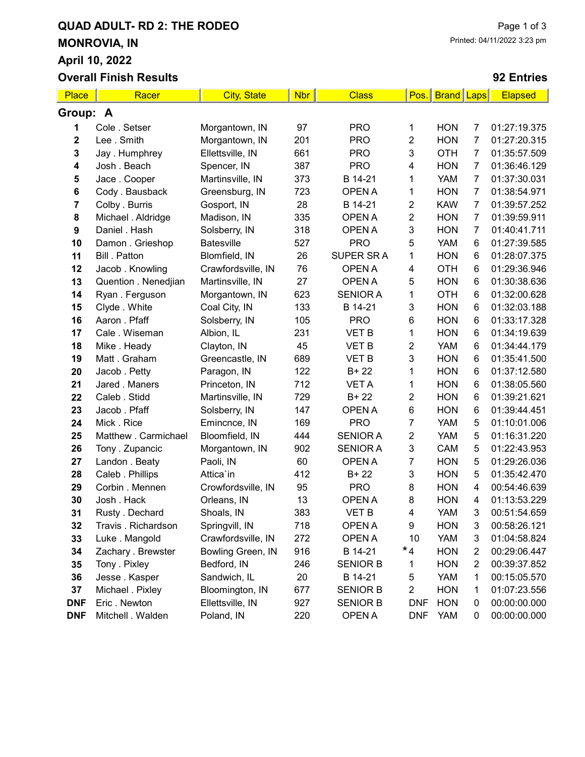# QUAD ADULT- RD 2: THE RODEO

## MONROVIA, IN

## April 10, 2022

## Overall Finish Results

**92 Entries**

Printed: 04/11/2022 3:23 pm

| Place | Racer | City, State | Nbr | Class | Pos. | Brand | Laps | Elapsed |
|---|---|---|---|---|---|---|---|---|
| **Group: A** | | | | | | | | |
| 1 | Cole . Setser | Morgantown, IN | 97 | PRO | 1 | HON | 7 | 01:27:19.375 |
| 2 | Lee . Smith | Morgantown, IN | 201 | PRO | 2 | HON | 7 | 01:27:20.315 |
| 3 | Jay . Humphrey | Ellettsville, IN | 661 | PRO | 3 | OTH | 7 | 01:35:57.509 |
| 4 | Josh . Beach | Spencer, IN | 387 | PRO | 4 | HON | 7 | 01:36:46.129 |
| 5 | Jace . Cooper | Martinsville, IN | 373 | B 14-21 | 1 | YAM | 7 | 01:37:30.031 |
| 6 | Cody . Bausback | Greensburg, IN | 723 | OPEN A | 1 | HON | 7 | 01:38:54.971 |
| 7 | Colby . Burris | Gosport, IN | 28 | B 14-21 | 2 | KAW | 7 | 01:39:57.252 |
| 8 | Michael . Aldridge | Madison, IN | 335 | OPEN A | 2 | HON | 7 | 01:39:59.911 |
| 9 | Daniel . Hash | Solsberry, IN | 318 | OPEN A | 3 | HON | 7 | 01:40:41.711 |
| 10 | Damon . Grieshop | Batesville | 527 | PRO | 5 | YAM | 6 | 01:27:39.585 |
| 11 | Bill . Patton | Blomfield, IN | 26 | SUPER SR A | 1 | HON | 6 | 01:28:07.375 |
| 12 | Jacob . Knowling | Crawfordsville, IN | 76 | OPEN A | 4 | OTH | 6 | 01:29:36.946 |
| 13 | Quention . Nenedjian | Martinsville, IN | 27 | OPEN A | 5 | HON | 6 | 01:30:38.636 |
| 14 | Ryan . Ferguson | Morgantown, IN | 623 | SENIOR A | 1 | OTH | 6 | 01:32:00.628 |
| 15 | Clyde . White | Coal City, IN | 133 | B 14-21 | 3 | HON | 6 | 01:32:03.188 |
| 16 | Aaron . Pfaff | Solsberry, IN | 105 | PRO | 6 | HON | 6 | 01:33:17.328 |
| 17 | Cale . Wiseman | Albion, IL | 231 | VET B | 1 | HON | 6 | 01:34:19.639 |
| 18 | Mike . Heady | Clayton, IN | 45 | VET B | 2 | YAM | 6 | 01:34:44.179 |
| 19 | Matt . Graham | Greencastle, IN | 689 | VET B | 3 | HON | 6 | 01:35:41.500 |
| 20 | Jacob . Petty | Paragon, IN | 122 | B+ 22 | 1 | HON | 6 | 01:37:12.580 |
| 21 | Jared . Maners | Princeton, IN | 712 | VET A | 1 | HON | 6 | 01:38:05.560 |
| 22 | Caleb . Stidd | Martinsville, IN | 729 | B+ 22 | 2 | HON | 6 | 01:39:21.621 |
| 23 | Jacob . Pfaff | Solsberry, IN | 147 | OPEN A | 6 | HON | 6 | 01:39:44.451 |
| 24 | Mick . Rice | Emincnce, IN | 169 | PRO | 7 | YAM | 5 | 01:10:01.006 |
| 25 | Matthew . Carmichael | Bloomfield, IN | 444 | SENIOR A | 2 | YAM | 5 | 01:16:31.220 |
| 26 | Tony . Zupancic | Morgantown, IN | 902 | SENIOR A | 3 | CAM | 5 | 01:22:43.953 |
| 27 | Landon . Beaty | Paoli, IN | 60 | OPEN A | 7 | HON | 5 | 01:29:26.036 |
| 28 | Caleb . Phillips | Attica`in | 412 | B+ 22 | 3 | HON | 5 | 01:35:42.470 |
| 29 | Corbin . Mennen | Crowfordsville, IN | 95 | PRO | 8 | HON | 4 | 00:54:46.639 |
| 30 | Josh . Hack | Orleans, IN | 13 | OPEN A | 8 | HON | 4 | 01:13:53.229 |
| 31 | Rusty . Dechard | Shoals, IN | 383 | VET B | 4 | YAM | 3 | 00:51:54.659 |
| 32 | Travis . Richardson | Springvill, IN | 718 | OPEN A | 9 | HON | 3 | 00:58:26.121 |
| 33 | Luke . Mangold | Crawfordsville, IN | 272 | OPEN A | 10 | YAM | 3 | 01:04:58.824 |
| 34 | Zachary . Brewster | Bowling Green, IN | 916 | B 14-21 | *4 | HON | 2 | 00:29:06.447 |
| 35 | Tony . Pixley | Bedford, IN | 246 | SENIOR B | 1 | HON | 2 | 00:39:37.852 |
| 36 | Jesse . Kasper | Sandwich, IL | 20 | B 14-21 | 5 | YAM | 1 | 00:15:05.570 |
| 37 | Michael . Pixley | Bloomington, IN | 677 | SENIOR B | 2 | HON | 1 | 01:07:23.556 |
| DNF | Eric . Newton | Ellettsville, IN | 927 | SENIOR B | DNF | HON | 0 | 00:00:00.000 |
| DNF | Mitchell . Walden | Poland, IN | 220 | OPEN A | DNF | YAM | 0 | 00:00:00.000 |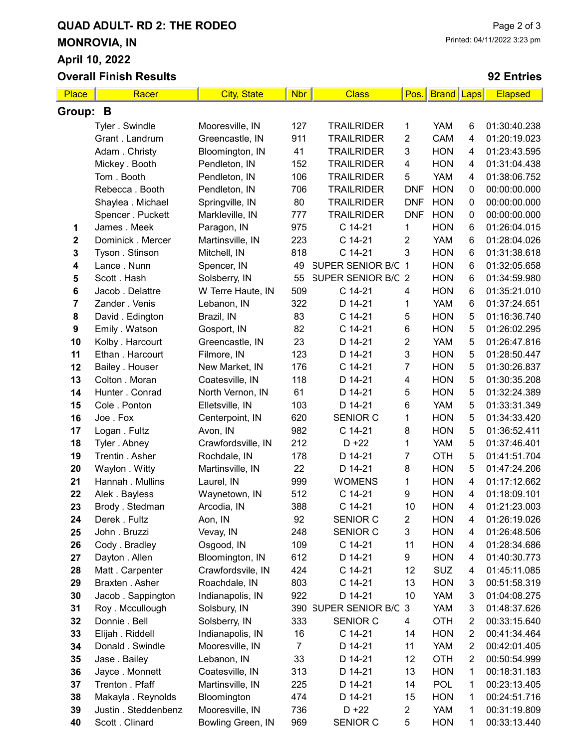# QUAD ADULT- RD 2: THE RODEO

## MONROVIA, IN

## April 10, 2022

## Overall Finish Results

**92 Entries**

| Place | Racer | City, State | Nbr | Class | Pos. | Brand | Laps | Elapsed |
|---|---|---|---|---|---|---|---|---|
| **Group: B** | | | | | | | | |
| | Tyler . Swindle | Mooresville, IN | 127 | TRAILRIDER | 1 | YAM | 6 | 01:30:40.238 |
| | Grant . Landrum | Greencastle, IN | 911 | TRAILRIDER | 2 | CAM | 4 | 01:20:19.023 |
| | Adam . Christy | Bloomington, IN | 41 | TRAILRIDER | 3 | HON | 4 | 01:23:43.595 |
| | Mickey . Booth | Pendleton, IN | 152 | TRAILRIDER | 4 | HON | 4 | 01:31:04.438 |
| | Tom . Booth | Pendleton, IN | 106 | TRAILRIDER | 5 | YAM | 4 | 01:38:06.752 |
| | Rebecca . Booth | Pendleton, IN | 706 | TRAILRIDER | DNF | HON | 0 | 00:00:00.000 |
| | Shaylea . Michael | Springville, IN | 80 | TRAILRIDER | DNF | HON | 0 | 00:00:00.000 |
| | Spencer . Puckett | Markleville, IN | 777 | TRAILRIDER | DNF | HON | 0 | 00:00:00.000 |
| 1 | James . Meek | Paragon, IN | 975 | C 14-21 | 1 | HON | 6 | 01:26:04.015 |
| 2 | Dominick . Mercer | Martinsville, IN | 223 | C 14-21 | 2 | YAM | 6 | 01:28:04.026 |
| 3 | Tyson . Stinson | Mitchell, IN | 818 | C 14-21 | 3 | HON | 6 | 01:31:38.618 |
| 4 | Lance . Nunn | Spencer, IN | 49 | SUPER SENIOR B/C | 1 | HON | 6 | 01:32:05.658 |
| 5 | Scott . Hash | Solsberry, IN | 55 | SUPER SENIOR B/C | 2 | HON | 6 | 01:34:59.980 |
| 6 | Jacob . Delattre | W Terre Haute, IN | 509 | C 14-21 | 4 | HON | 6 | 01:35:21.010 |
| 7 | Zander . Venis | Lebanon, IN | 322 | D 14-21 | 1 | YAM | 6 | 01:37:24.651 |
| 8 | David . Edington | Brazil, IN | 83 | C 14-21 | 5 | HON | 5 | 01:16:36.740 |
| 9 | Emily . Watson | Gosport, IN | 82 | C 14-21 | 6 | HON | 5 | 01:26:02.295 |
| 10 | Kolby . Harcourt | Greencastle, IN | 23 | D 14-21 | 2 | YAM | 5 | 01:26:47.816 |
| 11 | Ethan . Harcourt | Filmore, IN | 123 | D 14-21 | 3 | HON | 5 | 01:28:50.447 |
| 12 | Bailey . Houser | New Market, IN | 176 | C 14-21 | 7 | HON | 5 | 01:30:26.837 |
| 13 | Colton . Moran | Coatesville, IN | 118 | D 14-21 | 4 | HON | 5 | 01:30:35.208 |
| 14 | Hunter . Conrad | North Vernon, IN | 61 | D 14-21 | 5 | HON | 5 | 01:32:24.389 |
| 15 | Cole . Ponton | Elletsville, IN | 103 | D 14-21 | 6 | YAM | 5 | 01:33:31.349 |
| 16 | Joe . Fox | Centerpoint, IN | 620 | SENIOR C | 1 | HON | 5 | 01:34:33.420 |
| 17 | Logan . Fultz | Avon, IN | 982 | C 14-21 | 8 | HON | 5 | 01:36:52.411 |
| 18 | Tyler . Abney | Crawfordsville, IN | 212 | D +22 | 1 | YAM | 5 | 01:37:46.401 |
| 19 | Trentin . Asher | Rochdale, IN | 178 | D 14-21 | 7 | OTH | 5 | 01:41:51.704 |
| 20 | Waylon . Witty | Martinsville, IN | 22 | D 14-21 | 8 | HON | 5 | 01:47:24.206 |
| 21 | Hannah . Mullins | Laurel, IN | 999 | WOMENS | 1 | HON | 4 | 01:17:12.662 |
| 22 | Alek . Bayless | Waynetown, IN | 512 | C 14-21 | 9 | HON | 4 | 01:18:09.101 |
| 23 | Brody . Stedman | Arcodia, IN | 388 | C 14-21 | 10 | HON | 4 | 01:21:23.003 |
| 24 | Derek . Fultz | Aon, IN | 92 | SENIOR C | 2 | HON | 4 | 01:26:19.026 |
| 25 | John . Bruzzi | Vevay, IN | 248 | SENIOR C | 3 | HON | 4 | 01:26:48.506 |
| 26 | Cody . Bradley | Osgood, IN | 109 | C 14-21 | 11 | HON | 4 | 01:28:34.686 |
| 27 | Dayton . Allen | Bloomington, IN | 612 | D 14-21 | 9 | HON | 4 | 01:40:30.773 |
| 28 | Matt . Carpenter | Crawfordsvile, IN | 424 | C 14-21 | 12 | SUZ | 4 | 01:45:11.085 |
| 29 | Braxten . Asher | Roachdale, IN | 803 | C 14-21 | 13 | HON | 3 | 00:51:58.319 |
| 30 | Jacob . Sappington | Indianapolis, IN | 922 | D 14-21 | 10 | YAM | 3 | 01:04:08.275 |
| 31 | Roy . Mccullough | Solsbury, IN | 390 | SUPER SENIOR B/C | 3 | YAM | 3 | 01:48:37.626 |
| 32 | Donnie . Bell | Solsberry, IN | 333 | SENIOR C | 4 | OTH | 2 | 00:33:15.640 |
| 33 | Elijah . Riddell | Indianapolis, IN | 16 | C 14-21 | 14 | HON | 2 | 00:41:34.464 |
| 34 | Donald . Swindle | Mooresville, IN | 7 | D 14-21 | 11 | YAM | 2 | 00:42:01.405 |
| 35 | Jase . Bailey | Lebanon, IN | 33 | D 14-21 | 12 | OTH | 2 | 00:50:54.999 |
| 36 | Jayce . Monnett | Coatesville, IN | 313 | D 14-21 | 13 | HON | 1 | 00:18:31.183 |
| 37 | Trenton . Pfaff | Martinsville, IN | 225 | D 14-21 | 14 | POL | 1 | 00:23:13.405 |
| 38 | Makayla . Reynolds | Bloomington | 474 | D 14-21 | 15 | HON | 1 | 00:24:51.716 |
| 39 | Justin . Steddenbenz | Mooresville, IN | 736 | D +22 | 2 | YAM | 1 | 00:31:19.809 |
| 40 | Scott . Clinard | Bowling Green, IN | 969 | SENIOR C | 5 | HON | 1 | 00:33:13.440 |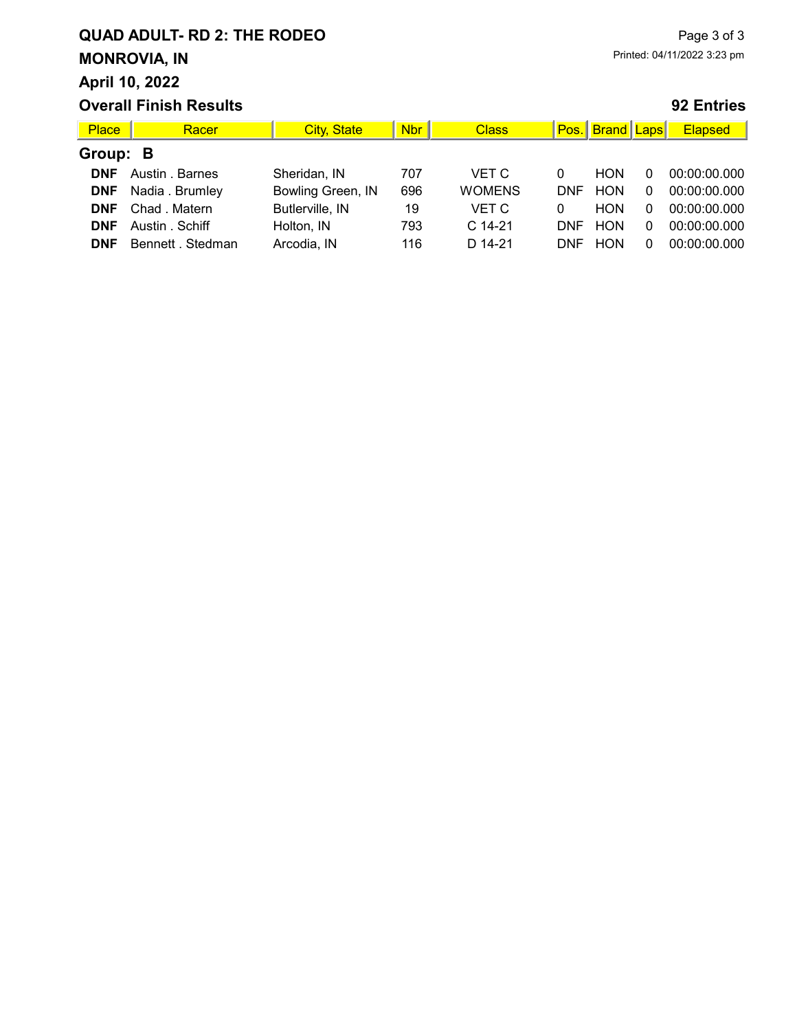# QUAD ADULT- RD 2: THE RODEO

## MONROVIA, IN

## April 10, 2022

## Overall Finish Results

**92 Entries**

| Place | Racer | City, State | Nbr | Class | Pos. | Brand | Laps | Elapsed |
|---|---|---|---|---|---|---|---|---|
| **Group: B** | | | | | | | | |
| **DNF** | Austin . Barnes | Sheridan, IN | 707 | VET C | 0 | HON | 0 | 00:00:00.000 |
| **DNF** | Nadia . Brumley | Bowling Green, IN | 696 | WOMENS | DNF | HON | 0 | 00:00:00.000 |
| **DNF** | Chad . Matern | Butlerville, IN | 19 | VET C | 0 | HON | 0 | 00:00:00.000 |
| **DNF** | Austin . Schiff | Holton, IN | 793 | C 14-21 | DNF | HON | 0 | 00:00:00.000 |
| **DNF** | Bennett . Stedman | Arcodia, IN | 116 | D 14-21 | DNF | HON | 0 | 00:00:00.000 |